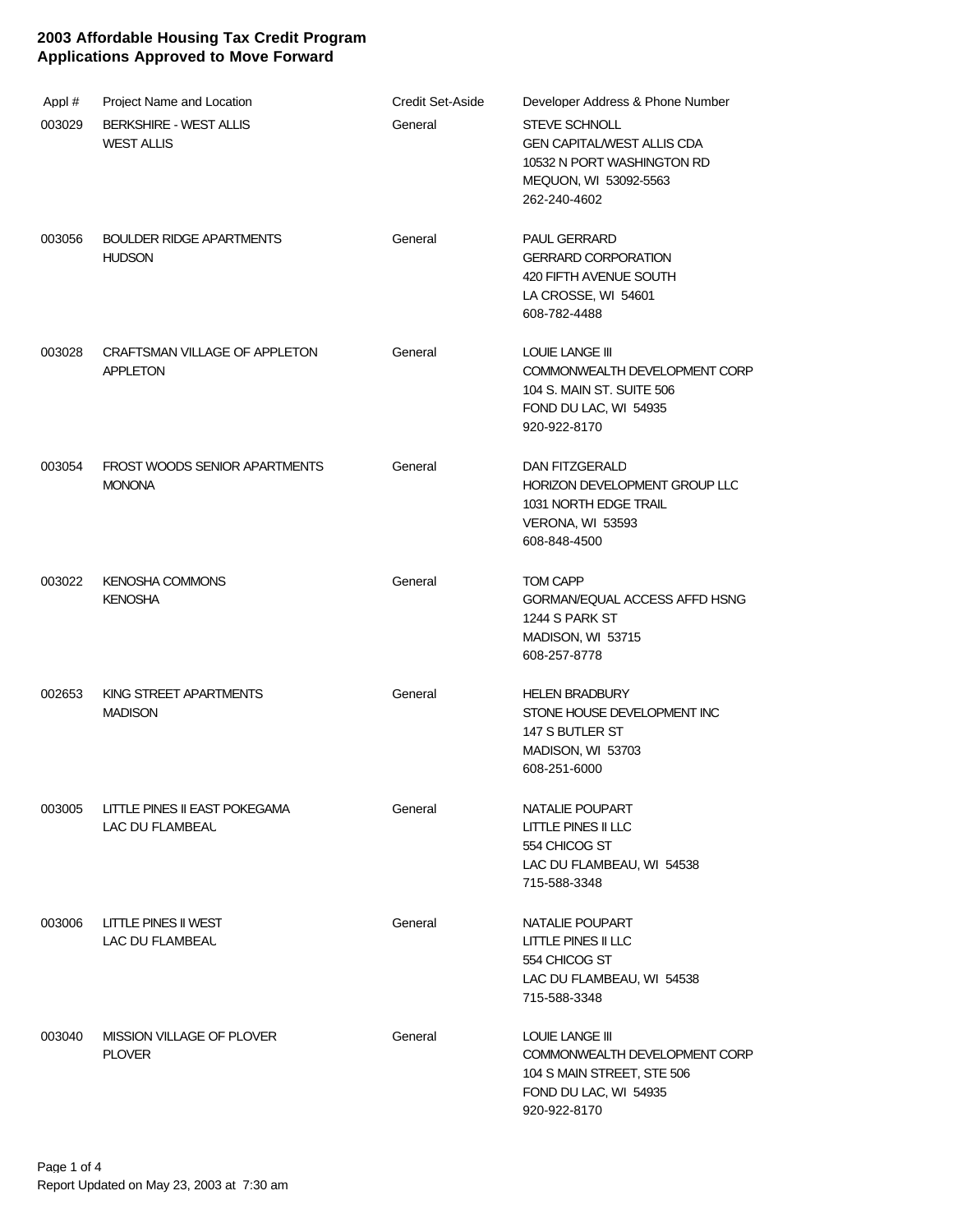# 2003 Affordable Housing Tax Credit Program
## Applications Approved to Move Forward

| Appl # | Project Name and Location | Credit Set-Aside | Developer Address & Phone Number |
| --- | --- | --- | --- |
| 003029 | BERKSHIRE - WEST ALLIS<br>WEST ALLIS | General | STEVE SCHNOLL<br>GEN CAPITAL/WEST ALLIS CDA<br>10532 N PORT WASHINGTON RD<br>MEQUON, WI 53092-5563<br>262-240-4602 |
| 003056 | BOULDER RIDGE APARTMENTS<br>HUDSON | General | PAUL GERRARD<br>GERRARD CORPORATION<br>420 FIFTH AVENUE SOUTH<br>LA CROSSE, WI 54601<br>608-782-4488 |
| 003028 | CRAFTSMAN VILLAGE OF APPLETON<br>APPLETON | General | LOUIE LANGE III<br>COMMONWEALTH DEVELOPMENT CORP<br>104 S. MAIN ST. SUITE 506<br>FOND DU LAC, WI 54935<br>920-922-8170 |
| 003054 | FROST WOODS SENIOR APARTMENTS<br>MONONA | General | DAN FITZGERALD<br>HORIZON DEVELOPMENT GROUP LLC<br>1031 NORTH EDGE TRAIL<br>VERONA, WI 53593<br>608-848-4500 |
| 003022 | KENOSHA COMMONS<br>KENOSHA | General | TOM CAPP<br>GORMAN/EQUAL ACCESS AFFD HSNG<br>1244 S PARK ST<br>MADISON, WI 53715<br>608-257-8778 |
| 002653 | KING STREET APARTMENTS<br>MADISON | General | HELEN BRADBURY<br>STONE HOUSE DEVELOPMENT INC<br>147 S BUTLER ST<br>MADISON, WI 53703<br>608-251-6000 |
| 003005 | LITTLE PINES II EAST POKEGAMA<br>LAC DU FLAMBEAU | General | NATALIE POUPART<br>LITTLE PINES II LLC<br>554 CHICOG ST<br>LAC DU FLAMBEAU, WI 54538<br>715-588-3348 |
| 003006 | LITTLE PINES II WEST<br>LAC DU FLAMBEAU | General | NATALIE POUPART<br>LITTLE PINES II LLC<br>554 CHICOG ST<br>LAC DU FLAMBEAU, WI 54538<br>715-588-3348 |
| 003040 | MISSION VILLAGE OF PLOVER<br>PLOVER | General | LOUIE LANGE III<br>COMMONWEALTH DEVELOPMENT CORP<br>104 S MAIN STREET, STE 506<br>FOND DU LAC, WI 54935<br>920-922-8170 |

Report Updated on May 23, 2003 at 7:30 am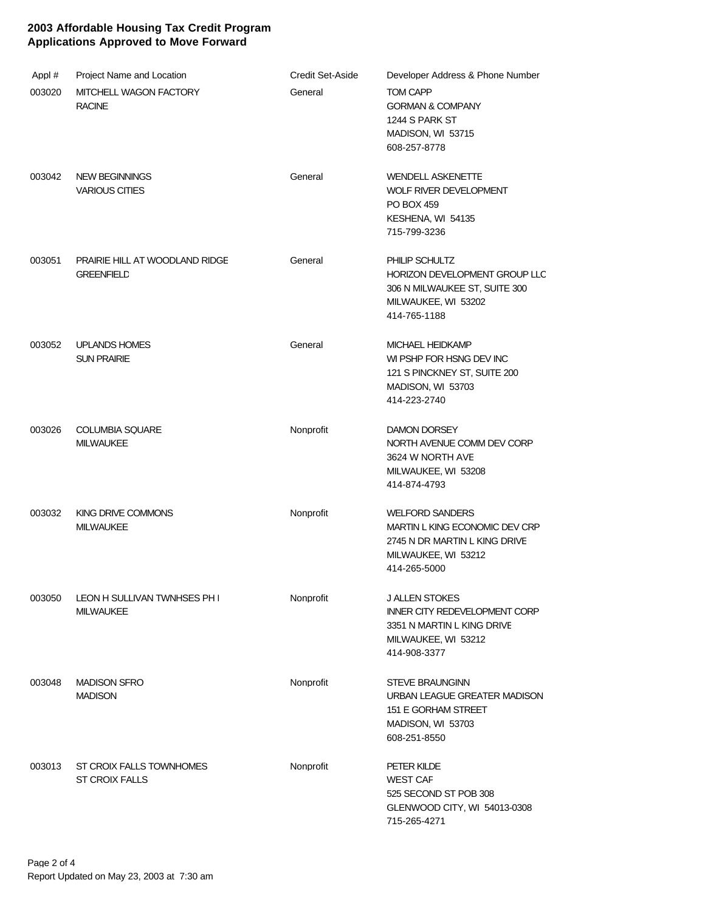**2003 Affordable Housing Tax Credit Program**
**Applications Approved to Move Forward**

| Appl # | Project Name and Location | Credit Set-Aside | Developer Address & Phone Number |
|---|---|---|---|
| 003020 | MITCHELL WAGON FACTORY<br>RACINE | General | TOM CAPP<br>GORMAN & COMPANY<br>1244 S PARK ST<br>MADISON, WI 53715<br>608-257-8778 |
| 003042 | NEW BEGINNINGS<br>VARIOUS CITIES | General | WENDELL ASKENETTE<br>WOLF RIVER DEVELOPMENT<br>PO BOX 459<br>KESHENA, WI 54135<br>715-799-3236 |
| 003051 | PRAIRIE HILL AT WOODLAND RIDGE<br>GREENFIELD | General | PHILIP SCHULTZ<br>HORIZON DEVELOPMENT GROUP LLC<br>306 N MILWAUKEE ST, SUITE 300<br>MILWAUKEE, WI 53202<br>414-765-1188 |
| 003052 | UPLANDS HOMES<br>SUN PRAIRIE | General | MICHAEL HEIDKAMP<br>WI PSHP FOR HSNG DEV INC<br>121 S PINCKNEY ST, SUITE 200<br>MADISON, WI 53703<br>414-223-2740 |
| 003026 | COLUMBIA SQUARE<br>MILWAUKEE | Nonprofit | DAMON DORSEY<br>NORTH AVENUE COMM DEV CORP<br>3624 W NORTH AVE<br>MILWAUKEE, WI 53208<br>414-874-4793 |
| 003032 | KING DRIVE COMMONS<br>MILWAUKEE | Nonprofit | WELFORD SANDERS<br>MARTIN L KING ECONOMIC DEV CRP<br>2745 N DR MARTIN L KING DRIVE<br>MILWAUKEE, WI 53212<br>414-265-5000 |
| 003050 | LEON H SULLIVAN TWNHSES PH I<br>MILWAUKEE | Nonprofit | J ALLEN STOKES<br>INNER CITY REDEVELOPMENT CORP<br>3351 N MARTIN L KING DRIVE<br>MILWAUKEE, WI 53212<br>414-908-3377 |
| 003048 | MADISON SFRO<br>MADISON | Nonprofit | STEVE BRAUNGINN<br>URBAN LEAGUE GREATER MADISON<br>151 E GORHAM STREET<br>MADISON, WI 53703<br>608-251-8550 |
| 003013 | ST CROIX FALLS TOWNHOMES<br>ST CROIX FALLS | Nonprofit | PETER KILDE<br>WEST CAP<br>525 SECOND ST POB 308<br>GLENWOOD CITY, WI 54013-0308<br>715-265-4271 |

Report Updated on May 23, 2003 at 7:30 am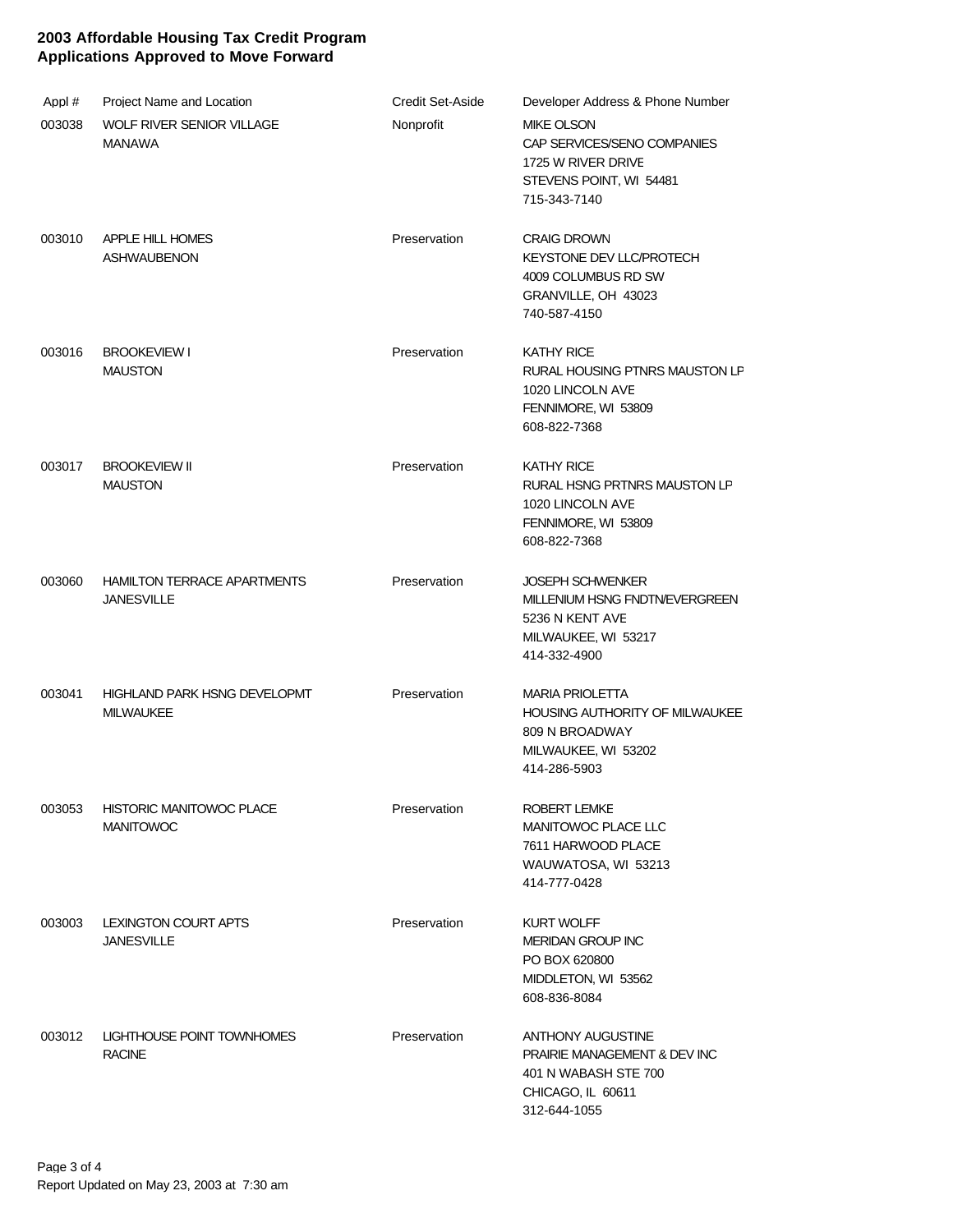**2003 Affordable Housing Tax Credit Program**
**Applications Approved to Move Forward**

| Appl # | Project Name and Location | Credit Set-Aside | Developer Address & Phone Number |
|---|---|---|---|
| 003038 | WOLF RIVER SENIOR VILLAGE<br>MANAWA | Nonprofit | MIKE OLSON<br>CAP SERVICES/SENO COMPANIES<br>1725 W RIVER DRIVE<br>STEVENS POINT, WI 54481<br>715-343-7140 |
| 003010 | APPLE HILL HOMES<br>ASHWAUBENON | Preservation | CRAIG DROWN<br>KEYSTONE DEV LLC/PROTECH<br>4009 COLUMBUS RD SW<br>GRANVILLE, OH 43023<br>740-587-4150 |
| 003016 | BROOKEVIEW I<br>MAUSTON | Preservation | KATHY RICE<br>RURAL HOUSING PTNRS MAUSTON LP<br>1020 LINCOLN AVE<br>FENNIMORE, WI 53809<br>608-822-7368 |
| 003017 | BROOKEVIEW II<br>MAUSTON | Preservation | KATHY RICE<br>RURAL HSNG PRTNRS MAUSTON LP<br>1020 LINCOLN AVE<br>FENNIMORE, WI 53809<br>608-822-7368 |
| 003060 | HAMILTON TERRACE APARTMENTS<br>JANESVILLE | Preservation | JOSEPH SCHWENKER<br>MILLENIUM HSNG FNDTN/EVERGREEN<br>5236 N KENT AVE<br>MILWAUKEE, WI 53217<br>414-332-4900 |
| 003041 | HIGHLAND PARK HSNG DEVELOPMT<br>MILWAUKEE | Preservation | MARIA PRIOLETTA<br>HOUSING AUTHORITY OF MILWAUKEE<br>809 N BROADWAY<br>MILWAUKEE, WI 53202<br>414-286-5903 |
| 003053 | HISTORIC MANITOWOC PLACE<br>MANITOWOC | Preservation | ROBERT LEMKE<br>MANITOWOC PLACE LLC<br>7611 HARWOOD PLACE<br>WAUWATOSA, WI 53213<br>414-777-0428 |
| 003003 | LEXINGTON COURT APTS<br>JANESVILLE | Preservation | KURT WOLFF<br>MERIDAN GROUP INC<br>PO BOX 620800<br>MIDDLETON, WI 53562<br>608-836-8084 |
| 003012 | LIGHTHOUSE POINT TOWNHOMES<br>RACINE | Preservation | ANTHONY AUGUSTINE<br>PRAIRIE MANAGEMENT & DEV INC<br>401 N WABASH STE 700<br>CHICAGO, IL 60611<br>312-644-1055 |

Report Updated on May 23, 2003 at 7:30 am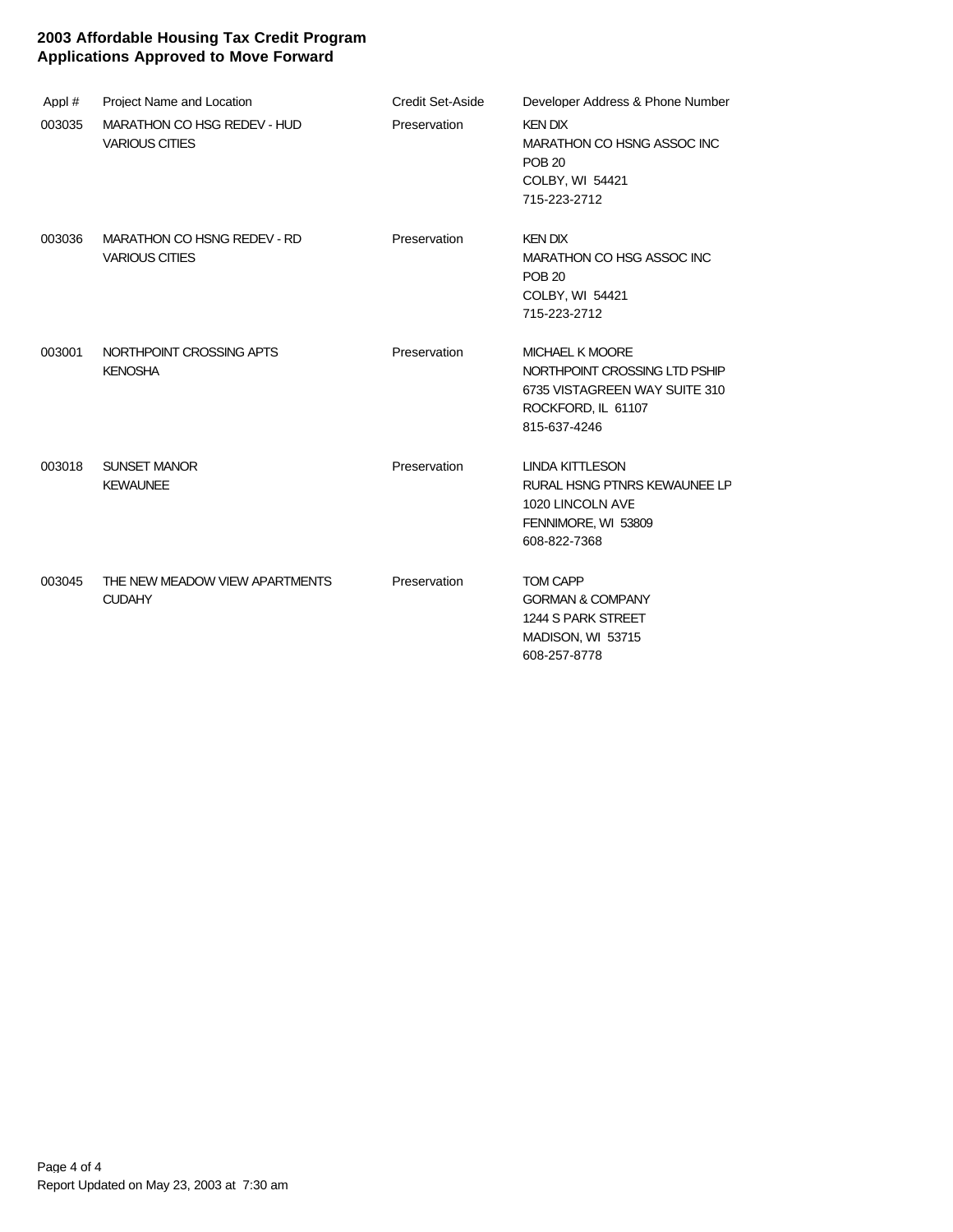**2003 Affordable Housing Tax Credit Program**
**Applications Approved to Move Forward**

| Appl # | Project Name and Location | Credit Set-Aside | Developer Address & Phone Number |
|---|---|---|---|
| 003035 | MARATHON CO HSG REDEV - HUD<br>VARIOUS CITIES | Preservation | KEN DIX<br>MARATHON CO HSNG ASSOC INC<br>POB 20<br>COLBY, WI 54421<br>715-223-2712 |
| 003036 | MARATHON CO HSNG REDEV - RD<br>VARIOUS CITIES | Preservation | KEN DIX<br>MARATHON CO HSG ASSOC INC<br>POB 20<br>COLBY, WI 54421<br>715-223-2712 |
| 003001 | NORTHPOINT CROSSING APTS<br>KENOSHA | Preservation | MICHAEL K MOORE<br>NORTHPOINT CROSSING LTD PSHIP<br>6735 VISTAGREEN WAY SUITE 310<br>ROCKFORD, IL 61107<br>815-637-4246 |
| 003018 | SUNSET MANOR<br>KEWAUNEE | Preservation | LINDA KITTLESON<br>RURAL HSNG PTNRS KEWAUNEE LP<br>1020 LINCOLN AVE<br>FENNIMORE, WI 53809<br>608-822-7368 |
| 003045 | THE NEW MEADOW VIEW APARTMENTS<br>CUDAHY | Preservation | TOM CAPP<br>GORMAN & COMPANY<br>1244 S PARK STREET<br>MADISON, WI 53715<br>608-257-8778 |

Report Updated on May 23, 2003 at 7:30 am